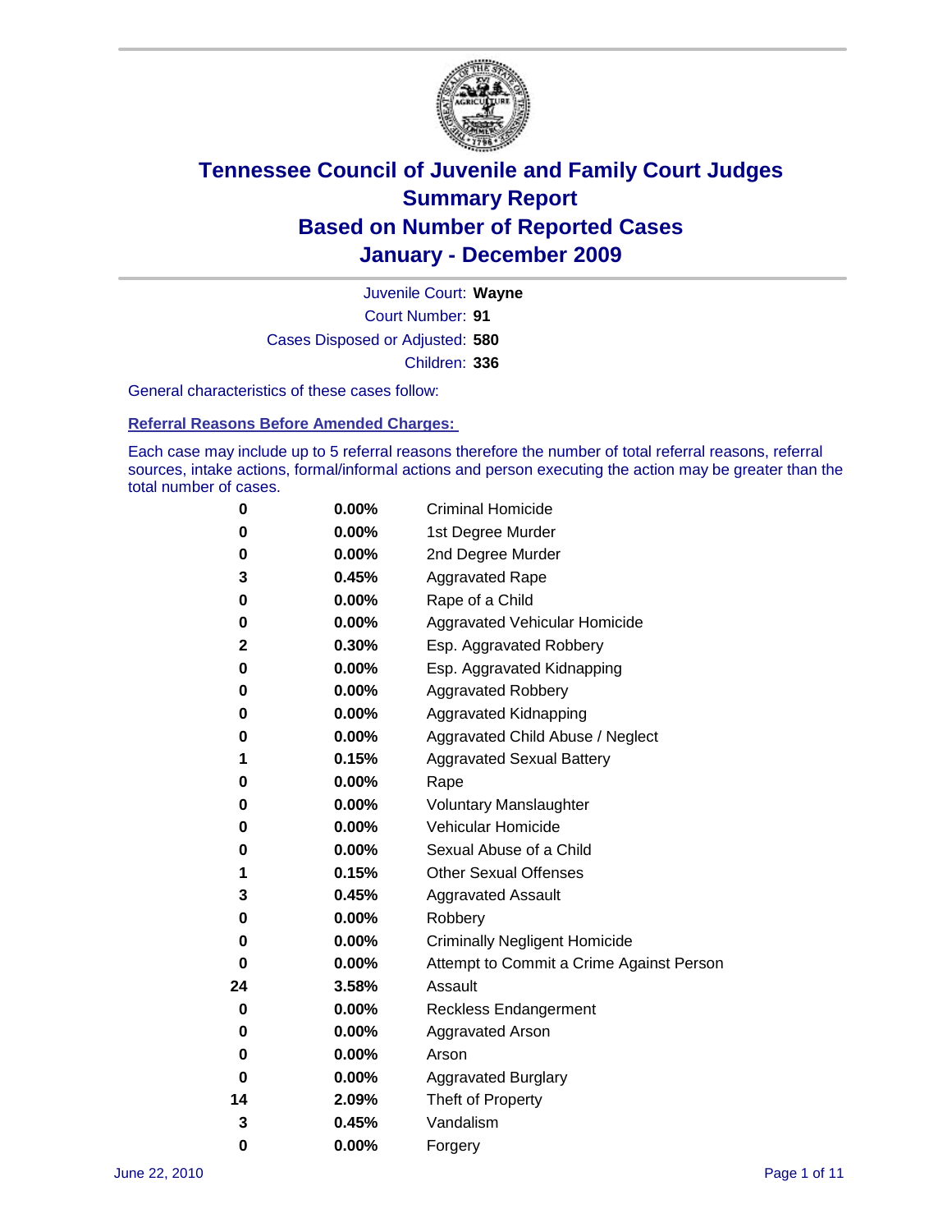# Tennessee Council of Juvenile and Family Court Judges
## Summary Report
## Based on Number of Reported Cases
## January - December 2009

Juvenile Court: **Wayne**

Court Number: **91**

Cases Disposed or Adjusted: **580**

Children: **336**

General characteristics of these cases follow:

### Referral Reasons Before Amended Charges:

Each case may include up to 5 referral reasons therefore the number of total referral reasons, referral sources, intake actions, formal/informal actions and person executing the action may be greater than the total number of cases.

| | | |
|---|---|---|
| 0 | 0.00% | Criminal Homicide |
| 0 | 0.00% | 1st Degree Murder |
| 0 | 0.00% | 2nd Degree Murder |
| 3 | 0.45% | Aggravated Rape |
| 0 | 0.00% | Rape of a Child |
| 0 | 0.00% | Aggravated Vehicular Homicide |
| 2 | 0.30% | Esp. Aggravated Robbery |
| 0 | 0.00% | Esp. Aggravated Kidnapping |
| 0 | 0.00% | Aggravated Robbery |
| 0 | 0.00% | Aggravated Kidnapping |
| 0 | 0.00% | Aggravated Child Abuse / Neglect |
| 1 | 0.15% | Aggravated Sexual Battery |
| 0 | 0.00% | Rape |
| 0 | 0.00% | Voluntary Manslaughter |
| 0 | 0.00% | Vehicular Homicide |
| 0 | 0.00% | Sexual Abuse of a Child |
| 1 | 0.15% | Other Sexual Offenses |
| 3 | 0.45% | Aggravated Assault |
| 0 | 0.00% | Robbery |
| 0 | 0.00% | Criminally Negligent Homicide |
| 0 | 0.00% | Attempt to Commit a Crime Against Person |
| 24 | 3.58% | Assault |
| 0 | 0.00% | Reckless Endangerment |
| 0 | 0.00% | Aggravated Arson |
| 0 | 0.00% | Arson |
| 0 | 0.00% | Aggravated Burglary |
| 14 | 2.09% | Theft of Property |
| 3 | 0.45% | Vandalism |
| 0 | 0.00% | Forgery |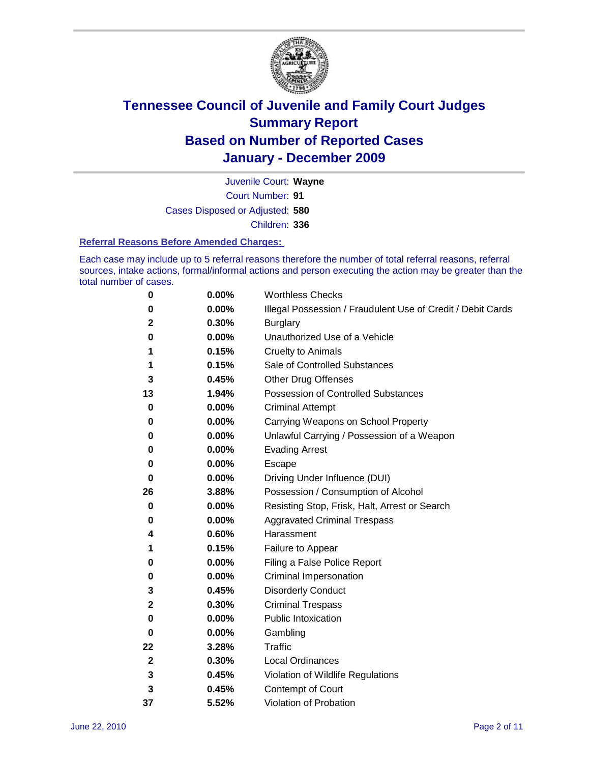# Tennessee Council of Juvenile and Family Court Judges
## Summary Report
## Based on Number of Reported Cases
## January - December 2009

Juvenile Court: **Wayne**

Court Number: **91**

Cases Disposed or Adjusted: **580**

Children: **336**

### Referral Reasons Before Amended Charges:

Each case may include up to 5 referral reasons therefore the number of total referral reasons, referral sources, intake actions, formal/informal actions and person executing the action may be greater than the total number of cases.

| Count | Percent | Referral Reason |
|---|---|---|
| 0 | 0.00% | Worthless Checks |
| 0 | 0.00% | Illegal Possession / Fraudulent Use of Credit / Debit Cards |
| 2 | 0.30% | Burglary |
| 0 | 0.00% | Unauthorized Use of a Vehicle |
| 1 | 0.15% | Cruelty to Animals |
| 1 | 0.15% | Sale of Controlled Substances |
| 3 | 0.45% | Other Drug Offenses |
| 13 | 1.94% | Possession of Controlled Substances |
| 0 | 0.00% | Criminal Attempt |
| 0 | 0.00% | Carrying Weapons on School Property |
| 0 | 0.00% | Unlawful Carrying / Possession of a Weapon |
| 0 | 0.00% | Evading Arrest |
| 0 | 0.00% | Escape |
| 0 | 0.00% | Driving Under Influence (DUI) |
| 26 | 3.88% | Possession / Consumption of Alcohol |
| 0 | 0.00% | Resisting Stop, Frisk, Halt, Arrest or Search |
| 0 | 0.00% | Aggravated Criminal Trespass |
| 4 | 0.60% | Harassment |
| 1 | 0.15% | Failure to Appear |
| 0 | 0.00% | Filing a False Police Report |
| 0 | 0.00% | Criminal Impersonation |
| 3 | 0.45% | Disorderly Conduct |
| 2 | 0.30% | Criminal Trespass |
| 0 | 0.00% | Public Intoxication |
| 0 | 0.00% | Gambling |
| 22 | 3.28% | Traffic |
| 2 | 0.30% | Local Ordinances |
| 3 | 0.45% | Violation of Wildlife Regulations |
| 3 | 0.45% | Contempt of Court |
| 37 | 5.52% | Violation of Probation |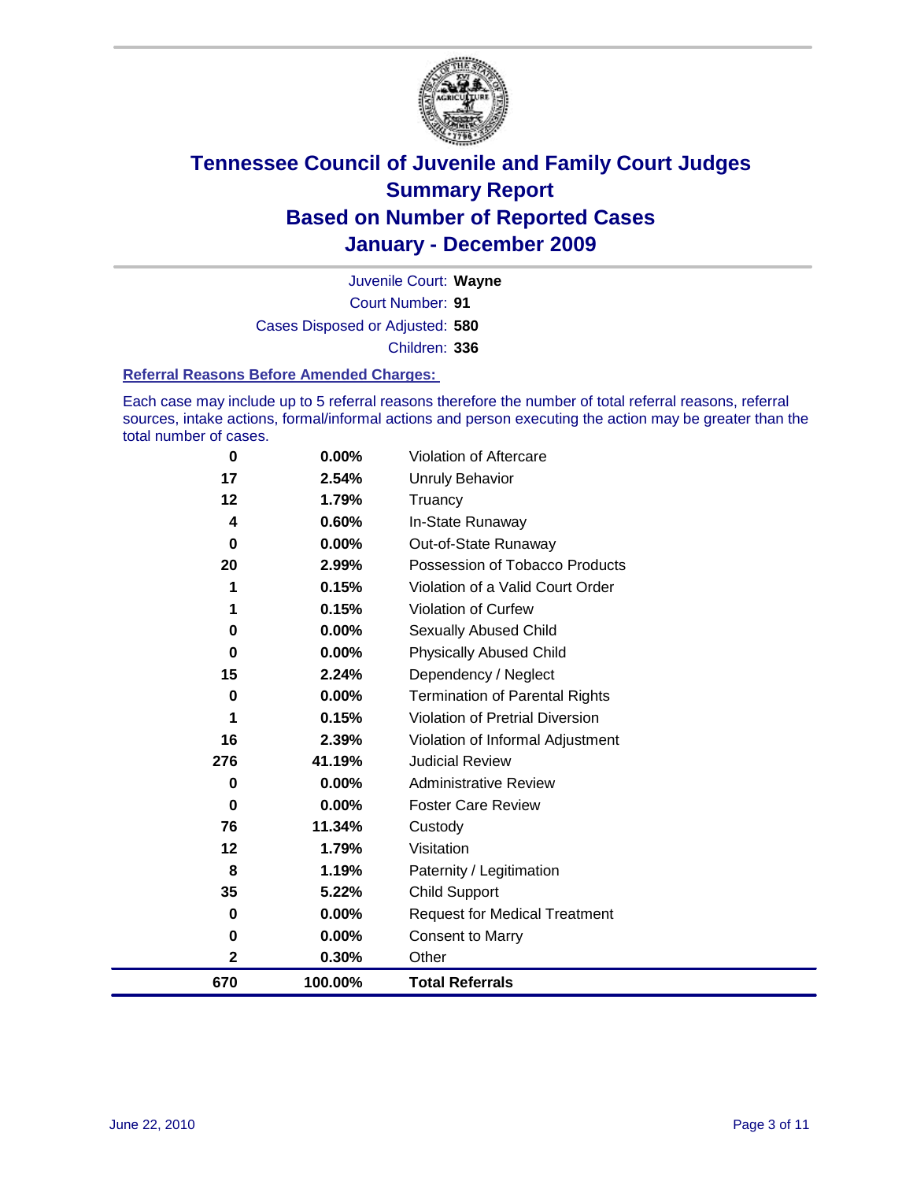# Tennessee Council of Juvenile and Family Court Judges
## Summary Report
## Based on Number of Reported Cases
## January - December 2009

Juvenile Court: **Wayne**

Court Number: **91**

Cases Disposed or Adjusted: **580**

Children: **336**

### Referral Reasons Before Amended Charges:

Each case may include up to 5 referral reasons therefore the number of total referral reasons, referral sources, intake actions, formal/informal actions and person executing the action may be greater than the total number of cases.

| Count | Percent | Referral Reason |
|---|---|---|
| 0 | 0.00% | Violation of Aftercare |
| 17 | 2.54% | Unruly Behavior |
| 12 | 1.79% | Truancy |
| 4 | 0.60% | In-State Runaway |
| 0 | 0.00% | Out-of-State Runaway |
| 20 | 2.99% | Possession of Tobacco Products |
| 1 | 0.15% | Violation of a Valid Court Order |
| 1 | 0.15% | Violation of Curfew |
| 0 | 0.00% | Sexually Abused Child |
| 0 | 0.00% | Physically Abused Child |
| 15 | 2.24% | Dependency / Neglect |
| 0 | 0.00% | Termination of Parental Rights |
| 1 | 0.15% | Violation of Pretrial Diversion |
| 16 | 2.39% | Violation of Informal Adjustment |
| 276 | 41.19% | Judicial Review |
| 0 | 0.00% | Administrative Review |
| 0 | 0.00% | Foster Care Review |
| 76 | 11.34% | Custody |
| 12 | 1.79% | Visitation |
| 8 | 1.19% | Paternity / Legitimation |
| 35 | 5.22% | Child Support |
| 0 | 0.00% | Request for Medical Treatment |
| 0 | 0.00% | Consent to Marry |
| 2 | 0.30% | Other |
| **670** | **100.00%** | **Total Referrals** |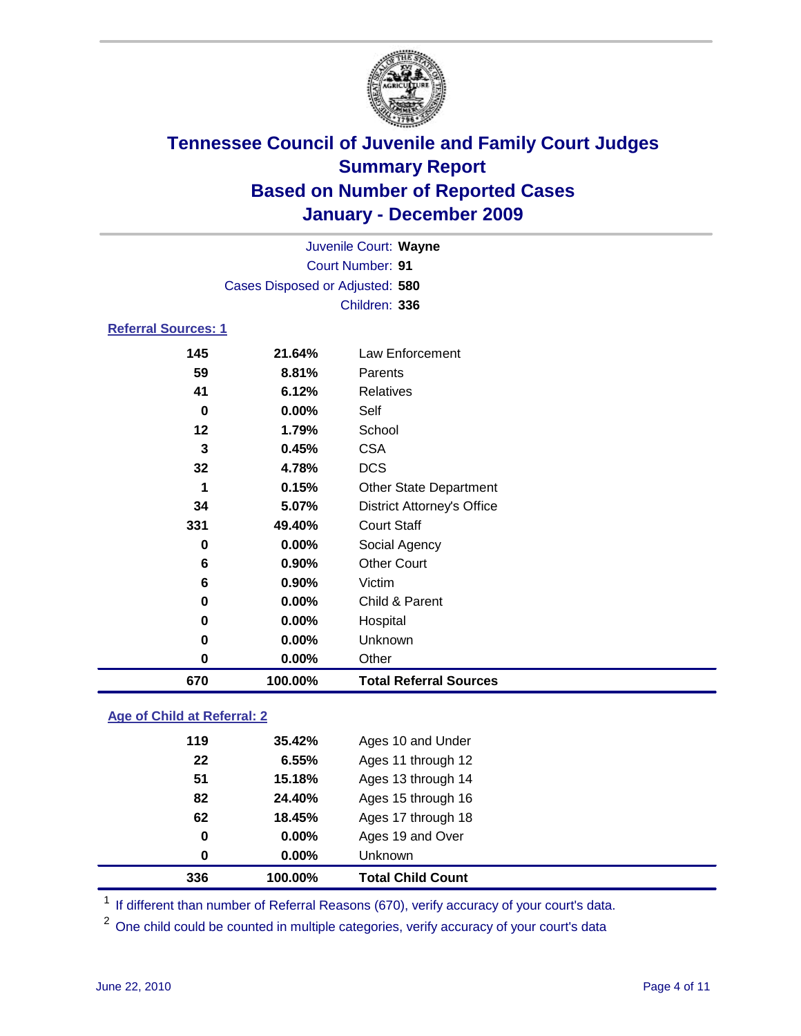# Tennessee Council of Juvenile and Family Court Judges
## Summary Report
## Based on Number of Reported Cases
## January - December 2009

Juvenile Court: **Wayne**
Court Number: **91**
Cases Disposed or Adjusted: **580**
Children: **336**

### Referral Sources: 1

| | | |
|---|---|---|
| 145 | 21.64% | Law Enforcement |
| 59 | 8.81% | Parents |
| 41 | 6.12% | Relatives |
| 0 | 0.00% | Self |
| 12 | 1.79% | School |
| 3 | 0.45% | CSA |
| 32 | 4.78% | DCS |
| 1 | 0.15% | Other State Department |
| 34 | 5.07% | District Attorney's Office |
| 331 | 49.40% | Court Staff |
| 0 | 0.00% | Social Agency |
| 6 | 0.90% | Other Court |
| 6 | 0.90% | Victim |
| 0 | 0.00% | Child & Parent |
| 0 | 0.00% | Hospital |
| 0 | 0.00% | Unknown |
| 0 | 0.00% | Other |
| **670** | **100.00%** | **Total Referral Sources** |

### Age of Child at Referral: 2

| | | |
|---|---|---|
| 119 | 35.42% | Ages 10 and Under |
| 22 | 6.55% | Ages 11 through 12 |
| 51 | 15.18% | Ages 13 through 14 |
| 82 | 24.40% | Ages 15 through 16 |
| 62 | 18.45% | Ages 17 through 18 |
| 0 | 0.00% | Ages 19 and Over |
| 0 | 0.00% | Unknown |
| **336** | **100.00%** | **Total Child Count** |

[1] If different than number of Referral Reasons (670), verify accuracy of your court's data.

[2] One child could be counted in multiple categories, verify accuracy of your court's data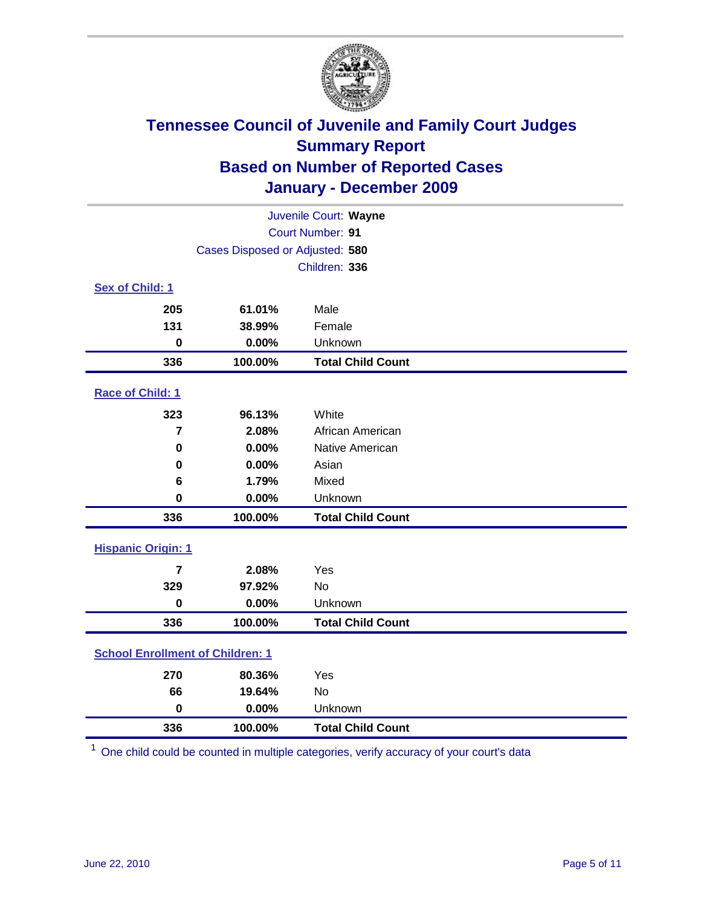# Tennessee Council of Juvenile and Family Court Judges
## Summary Report
## Based on Number of Reported Cases
## January - December 2009

Juvenile Court: **Wayne**
Court Number: **91**
Cases Disposed or Adjusted: **580**
Children: **336**

### Sex of Child: 1

| | | |
|---|---|---|
| **205** | **61.01%** | Male |
| **131** | **38.99%** | Female |
| **0** | **0.00%** | Unknown |
| **336** | **100.00%** | **Total Child Count** |

### Race of Child: 1

| | | |
|---|---|---|
| **323** | **96.13%** | White |
| **7** | **2.08%** | African American |
| **0** | **0.00%** | Native American |
| **0** | **0.00%** | Asian |
| **6** | **1.79%** | Mixed |
| **0** | **0.00%** | Unknown |
| **336** | **100.00%** | **Total Child Count** |

### Hispanic Origin: 1

| | | |
|---|---|---|
| **7** | **2.08%** | Yes |
| **329** | **97.92%** | No |
| **0** | **0.00%** | Unknown |
| **336** | **100.00%** | **Total Child Count** |

### School Enrollment of Children: 1

| | | |
|---|---|---|
| **270** | **80.36%** | Yes |
| **66** | **19.64%** | No |
| **0** | **0.00%** | Unknown |
| **336** | **100.00%** | **Total Child Count** |

[1] One child could be counted in multiple categories, verify accuracy of your court's data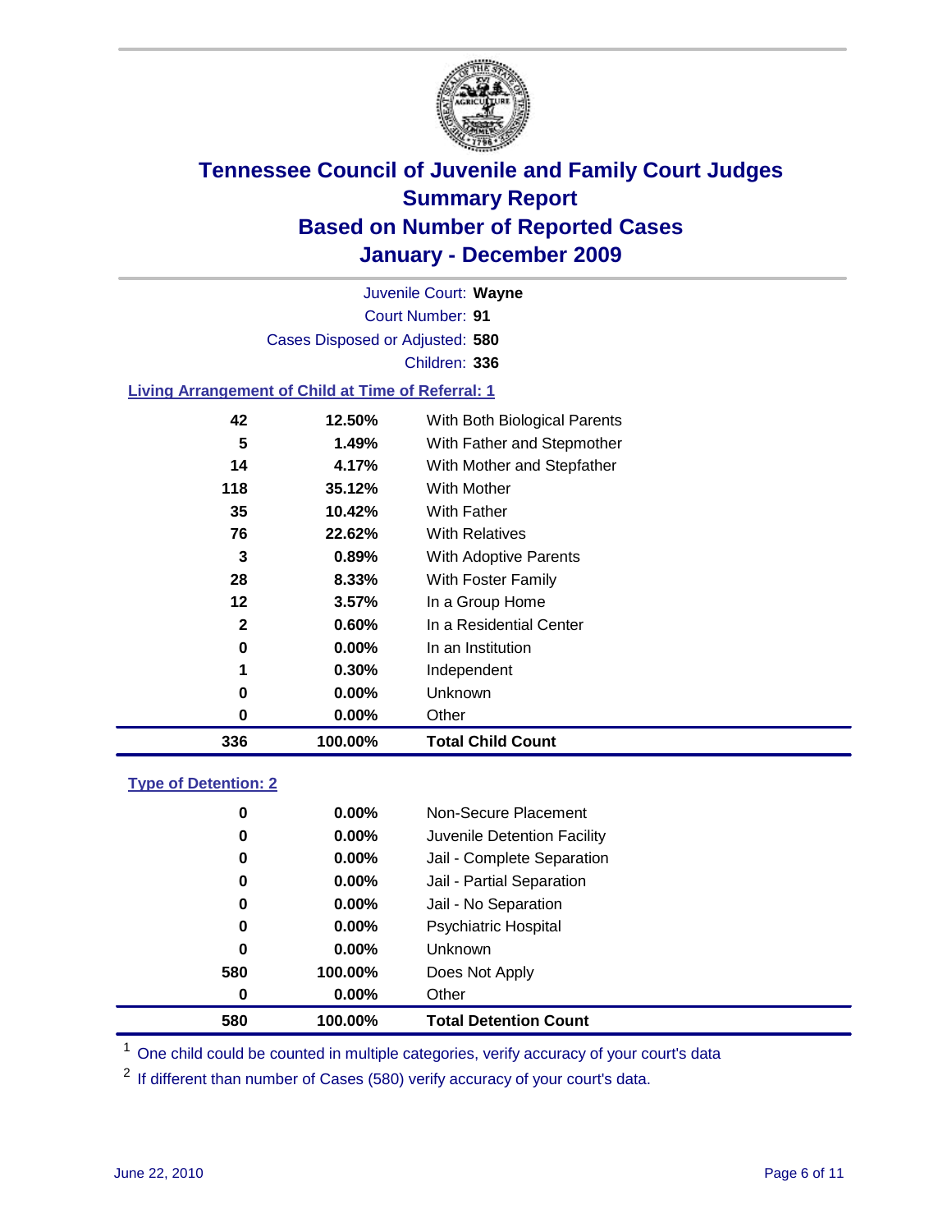# Tennessee Council of Juvenile and Family Court Judges
## Summary Report
## Based on Number of Reported Cases
## January - December 2009

Juvenile Court: **Wayne**

Court Number: **91**

Cases Disposed or Adjusted: **580**

Children: **336**

### Living Arrangement of Child at Time of Referral: 1

| Count | Percent | Category |
|---|---|---|
| 42 | 12.50% | With Both Biological Parents |
| 5 | 1.49% | With Father and Stepmother |
| 14 | 4.17% | With Mother and Stepfather |
| 118 | 35.12% | With Mother |
| 35 | 10.42% | With Father |
| 76 | 22.62% | With Relatives |
| 3 | 0.89% | With Adoptive Parents |
| 28 | 8.33% | With Foster Family |
| 12 | 3.57% | In a Group Home |
| 2 | 0.60% | In a Residential Center |
| 0 | 0.00% | In an Institution |
| 1 | 0.30% | Independent |
| 0 | 0.00% | Unknown |
| 0 | 0.00% | Other |
| **336** | **100.00%** | **Total Child Count** |

### Type of Detention: 2

| Count | Percent | Category |
|---|---|---|
| 0 | 0.00% | Non-Secure Placement |
| 0 | 0.00% | Juvenile Detention Facility |
| 0 | 0.00% | Jail - Complete Separation |
| 0 | 0.00% | Jail - Partial Separation |
| 0 | 0.00% | Jail - No Separation |
| 0 | 0.00% | Psychiatric Hospital |
| 0 | 0.00% | Unknown |
| 580 | 100.00% | Does Not Apply |
| 0 | 0.00% | Other |
| **580** | **100.00%** | **Total Detention Count** |

[1] One child could be counted in multiple categories, verify accuracy of your court's data

[2] If different than number of Cases (580) verify accuracy of your court's data.

June 22, 2010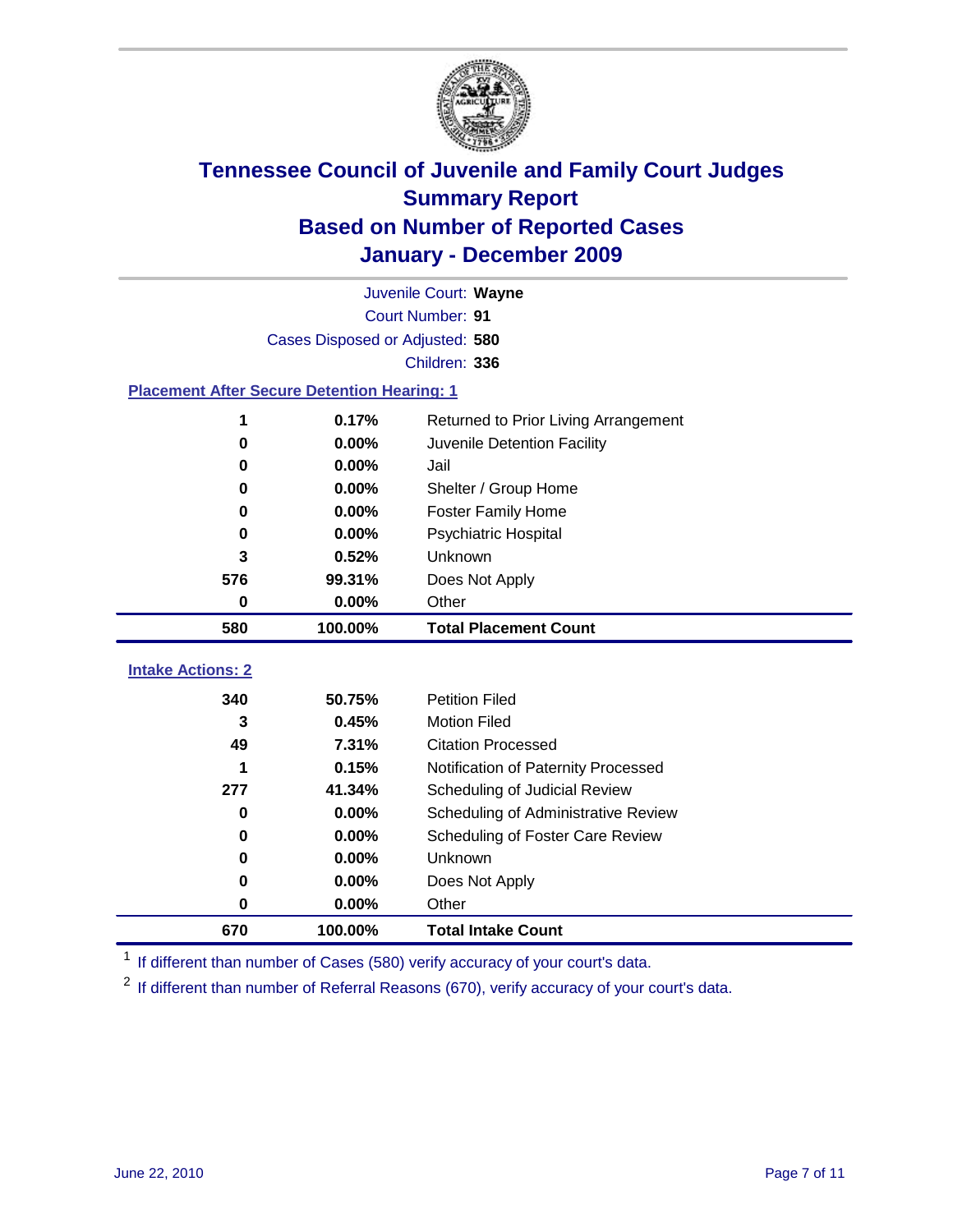# Tennessee Council of Juvenile and Family Court Judges
## Summary Report
## Based on Number of Reported Cases
## January - December 2009

Juvenile Court: **Wayne**

Court Number: **91**

Cases Disposed or Adjusted: **580**

Children: **336**

### Placement After Secure Detention Hearing: 1

| | | |
|---|---|---|
| 1 | 0.17% | Returned to Prior Living Arrangement |
| 0 | 0.00% | Juvenile Detention Facility |
| 0 | 0.00% | Jail |
| 0 | 0.00% | Shelter / Group Home |
| 0 | 0.00% | Foster Family Home |
| 0 | 0.00% | Psychiatric Hospital |
| 3 | 0.52% | Unknown |
| 576 | 99.31% | Does Not Apply |
| 0 | 0.00% | Other |
| **580** | **100.00%** | **Total Placement Count** |

### Intake Actions: 2

| | | |
|---|---|---|
| 340 | 50.75% | Petition Filed |
| 3 | 0.45% | Motion Filed |
| 49 | 7.31% | Citation Processed |
| 1 | 0.15% | Notification of Paternity Processed |
| 277 | 41.34% | Scheduling of Judicial Review |
| 0 | 0.00% | Scheduling of Administrative Review |
| 0 | 0.00% | Scheduling of Foster Care Review |
| 0 | 0.00% | Unknown |
| 0 | 0.00% | Does Not Apply |
| 0 | 0.00% | Other |
| **670** | **100.00%** | **Total Intake Count** |

[1] If different than number of Cases (580) verify accuracy of your court's data.

[2] If different than number of Referral Reasons (670), verify accuracy of your court's data.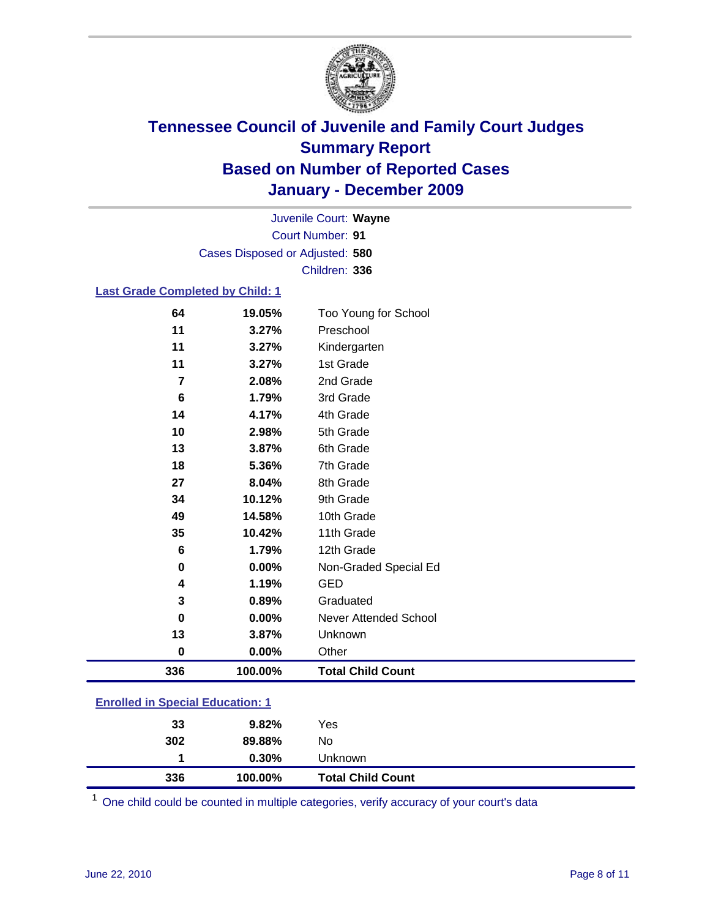# Tennessee Council of Juvenile and Family Court Judges
## Summary Report
## Based on Number of Reported Cases
## January - December 2009

Juvenile Court: **Wayne**
Court Number: **91**
Cases Disposed or Adjusted: **580**
Children: **336**

### Last Grade Completed by Child: 1

| Count | Percent | Category |
|---|---|---|
| 64 | 19.05% | Too Young for School |
| 11 | 3.27% | Preschool |
| 11 | 3.27% | Kindergarten |
| 11 | 3.27% | 1st Grade |
| 7 | 2.08% | 2nd Grade |
| 6 | 1.79% | 3rd Grade |
| 14 | 4.17% | 4th Grade |
| 10 | 2.98% | 5th Grade |
| 13 | 3.87% | 6th Grade |
| 18 | 5.36% | 7th Grade |
| 27 | 8.04% | 8th Grade |
| 34 | 10.12% | 9th Grade |
| 49 | 14.58% | 10th Grade |
| 35 | 10.42% | 11th Grade |
| 6 | 1.79% | 12th Grade |
| 0 | 0.00% | Non-Graded Special Ed |
| 4 | 1.19% | GED |
| 3 | 0.89% | Graduated |
| 0 | 0.00% | Never Attended School |
| 13 | 3.87% | Unknown |
| 0 | 0.00% | Other |
| **336** | **100.00%** | **Total Child Count** |

### Enrolled in Special Education: 1

| Count | Percent | Category |
|---|---|---|
| 33 | 9.82% | Yes |
| 302 | 89.88% | No |
| 1 | 0.30% | Unknown |
| **336** | **100.00%** | **Total Child Count** |

[1] One child could be counted in multiple categories, verify accuracy of your court's data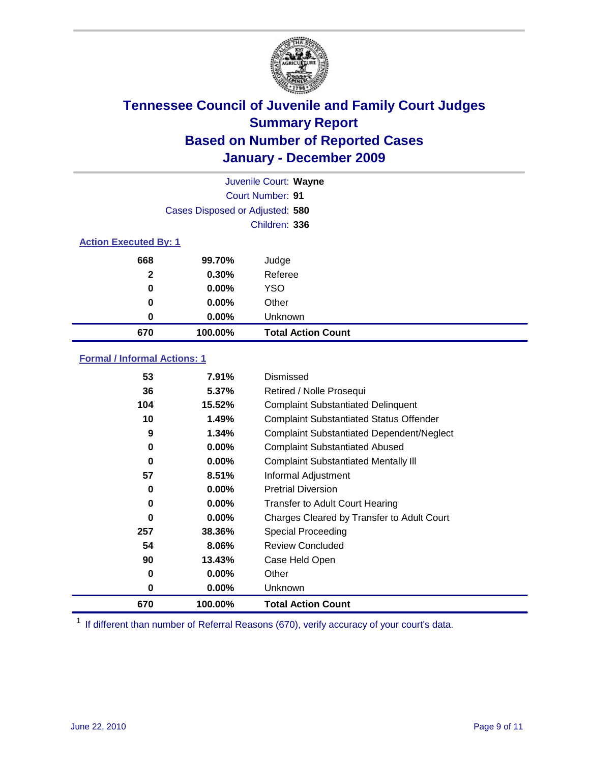# Tennessee Council of Juvenile and Family Court Judges
## Summary Report
## Based on Number of Reported Cases
## January - December 2009

Juvenile Court: **Wayne**

Court Number: **91**

Cases Disposed or Adjusted: **580**

Children: **336**

### Action Executed By: 1

| | | |
|---|---|---|
| 668 | 99.70% | Judge |
| 2 | 0.30% | Referee |
| 0 | 0.00% | YSO |
| 0 | 0.00% | Other |
| 0 | 0.00% | Unknown |
| **670** | **100.00%** | **Total Action Count** |

### Formal / Informal Actions: 1

| | | |
|---|---|---|
| 53 | 7.91% | Dismissed |
| 36 | 5.37% | Retired / Nolle Prosequi |
| 104 | 15.52% | Complaint Substantiated Delinquent |
| 10 | 1.49% | Complaint Substantiated Status Offender |
| 9 | 1.34% | Complaint Substantiated Dependent/Neglect |
| 0 | 0.00% | Complaint Substantiated Abused |
| 0 | 0.00% | Complaint Substantiated Mentally Ill |
| 57 | 8.51% | Informal Adjustment |
| 0 | 0.00% | Pretrial Diversion |
| 0 | 0.00% | Transfer to Adult Court Hearing |
| 0 | 0.00% | Charges Cleared by Transfer to Adult Court |
| 257 | 38.36% | Special Proceeding |
| 54 | 8.06% | Review Concluded |
| 90 | 13.43% | Case Held Open |
| 0 | 0.00% | Other |
| 0 | 0.00% | Unknown |
| **670** | **100.00%** | **Total Action Count** |

[1] If different than number of Referral Reasons (670), verify accuracy of your court's data.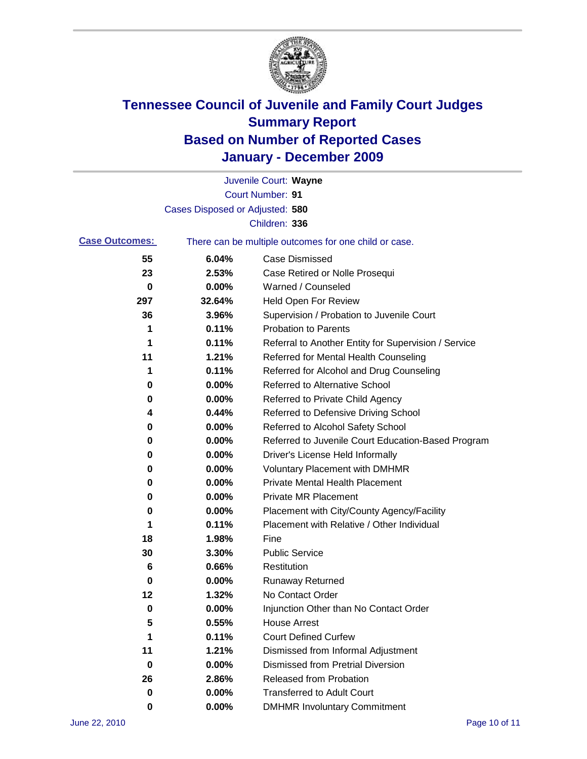# Tennessee Council of Juvenile and Family Court Judges
# Summary Report
# Based on Number of Reported Cases
# January - December 2009

Juvenile Court: **Wayne**

Court Number: **91**

Cases Disposed or Adjusted: **580**

Children: **336**

**Case Outcomes:** There can be multiple outcomes for one child or case.

| Count | Percent | Outcome |
|---|---|---|
| 55 | 6.04% | Case Dismissed |
| 23 | 2.53% | Case Retired or Nolle Prosequi |
| 0 | 0.00% | Warned / Counseled |
| 297 | 32.64% | Held Open For Review |
| 36 | 3.96% | Supervision / Probation to Juvenile Court |
| 1 | 0.11% | Probation to Parents |
| 1 | 0.11% | Referral to Another Entity for Supervision / Service |
| 11 | 1.21% | Referred for Mental Health Counseling |
| 1 | 0.11% | Referred for Alcohol and Drug Counseling |
| 0 | 0.00% | Referred to Alternative School |
| 0 | 0.00% | Referred to Private Child Agency |
| 4 | 0.44% | Referred to Defensive Driving School |
| 0 | 0.00% | Referred to Alcohol Safety School |
| 0 | 0.00% | Referred to Juvenile Court Education-Based Program |
| 0 | 0.00% | Driver's License Held Informally |
| 0 | 0.00% | Voluntary Placement with DMHMR |
| 0 | 0.00% | Private Mental Health Placement |
| 0 | 0.00% | Private MR Placement |
| 0 | 0.00% | Placement with City/County Agency/Facility |
| 1 | 0.11% | Placement with Relative / Other Individual |
| 18 | 1.98% | Fine |
| 30 | 3.30% | Public Service |
| 6 | 0.66% | Restitution |
| 0 | 0.00% | Runaway Returned |
| 12 | 1.32% | No Contact Order |
| 0 | 0.00% | Injunction Other than No Contact Order |
| 5 | 0.55% | House Arrest |
| 1 | 0.11% | Court Defined Curfew |
| 11 | 1.21% | Dismissed from Informal Adjustment |
| 0 | 0.00% | Dismissed from Pretrial Diversion |
| 26 | 2.86% | Released from Probation |
| 0 | 0.00% | Transferred to Adult Court |
| 0 | 0.00% | DMHMR Involuntary Commitment |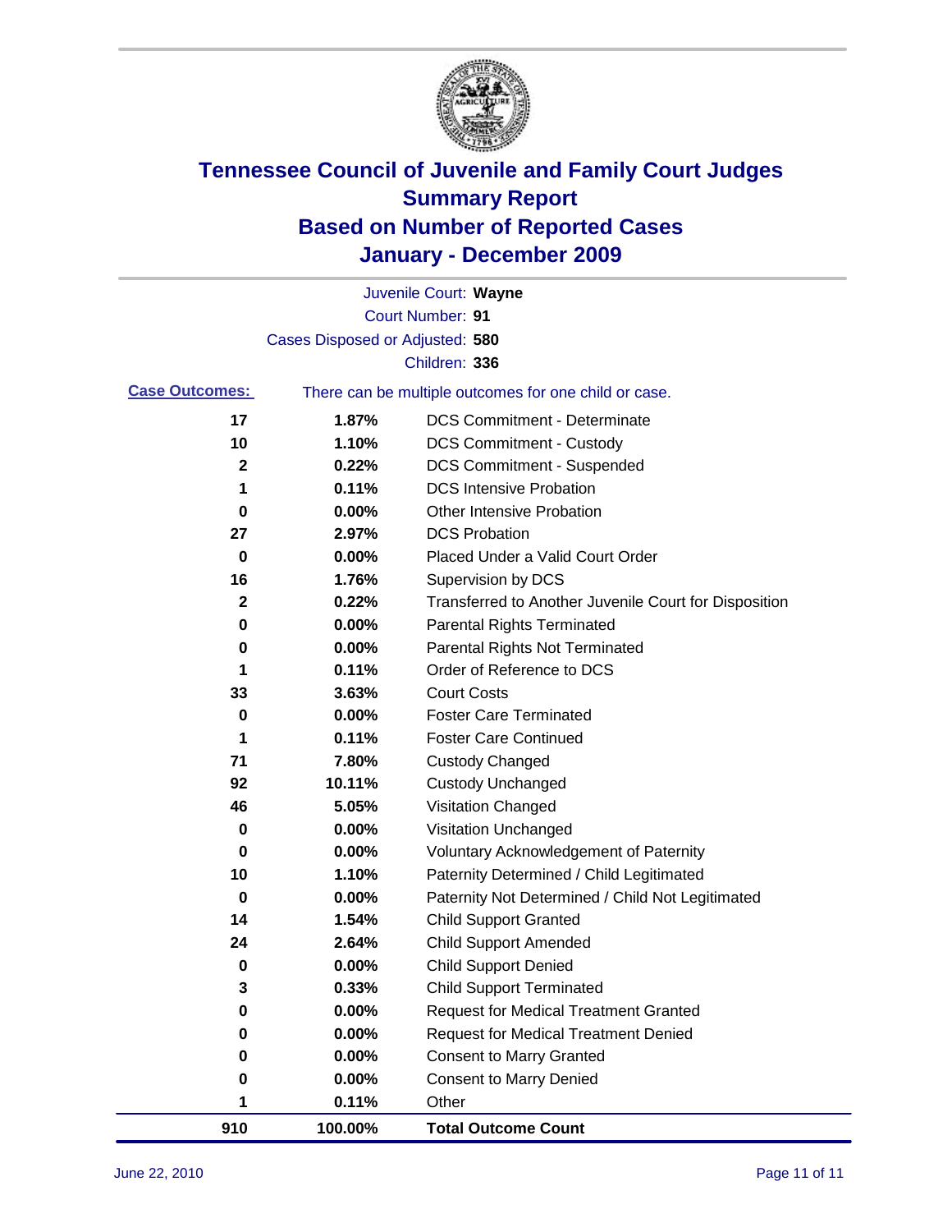# Tennessee Council of Juvenile and Family Court Judges
## Summary Report
## Based on Number of Reported Cases
## January - December 2009

Juvenile Court: **Wayne**

Court Number: **91**

Cases Disposed or Adjusted: **580**

Children: **336**

**Case Outcomes:** There can be multiple outcomes for one child or case.

| | | |
|---|---|---|
| 17 | 1.87% | DCS Commitment - Determinate |
| 10 | 1.10% | DCS Commitment - Custody |
| 2 | 0.22% | DCS Commitment - Suspended |
| 1 | 0.11% | DCS Intensive Probation |
| 0 | 0.00% | Other Intensive Probation |
| 27 | 2.97% | DCS Probation |
| 0 | 0.00% | Placed Under a Valid Court Order |
| 16 | 1.76% | Supervision by DCS |
| 2 | 0.22% | Transferred to Another Juvenile Court for Disposition |
| 0 | 0.00% | Parental Rights Terminated |
| 0 | 0.00% | Parental Rights Not Terminated |
| 1 | 0.11% | Order of Reference to DCS |
| 33 | 3.63% | Court Costs |
| 0 | 0.00% | Foster Care Terminated |
| 1 | 0.11% | Foster Care Continued |
| 71 | 7.80% | Custody Changed |
| 92 | 10.11% | Custody Unchanged |
| 46 | 5.05% | Visitation Changed |
| 0 | 0.00% | Visitation Unchanged |
| 0 | 0.00% | Voluntary Acknowledgement of Paternity |
| 10 | 1.10% | Paternity Determined / Child Legitimated |
| 0 | 0.00% | Paternity Not Determined / Child Not Legitimated |
| 14 | 1.54% | Child Support Granted |
| 24 | 2.64% | Child Support Amended |
| 0 | 0.00% | Child Support Denied |
| 3 | 0.33% | Child Support Terminated |
| 0 | 0.00% | Request for Medical Treatment Granted |
| 0 | 0.00% | Request for Medical Treatment Denied |
| 0 | 0.00% | Consent to Marry Granted |
| 0 | 0.00% | Consent to Marry Denied |
| 1 | 0.11% | Other |
| **910** | **100.00%** | **Total Outcome Count** |

June 22, 2010